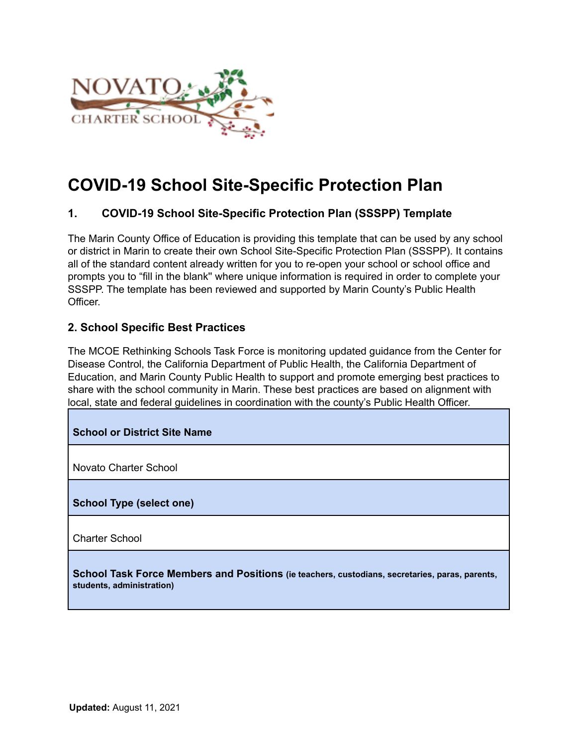# COVID-19 School Site-Specific Protection Plan

## 1. COVID-19 School Site-Specific Protection Plan (SSSPP) Template

The Marin County Office of Education is providing this template that can be used by any school or district in Marin to create their own School Site-Specific Protection Plan (SSSPP). It contains all of the standard content already written for you to re-open your school or school office and prompts you to "fill in the blank" where unique information is required in order to complete your SSSPP. The template has been reviewed and supported by Marin County's Public Health Officer.

## 2. School Specific Best Practices

The MCOE Rethinking Schools Task Force is monitoring updated guidance from the Center for Disease Control, the California Department of Public Health, the California Department of Education, and Marin County Public Health to support and promote emerging best practices to share with the school community in Marin. These best practices are based on alignment with local, state and federal guidelines in coordination with the county's Public Health Officer.

| **School or District Site Name** |
| --- |
| Novato Charter School |
| **School Type (select one)** |
| Charter School |
| **School Task Force Members and Positions** **(ie teachers, custodians, secretaries, paras, parents, students, administration)** |

**Updated:** August 11, 2021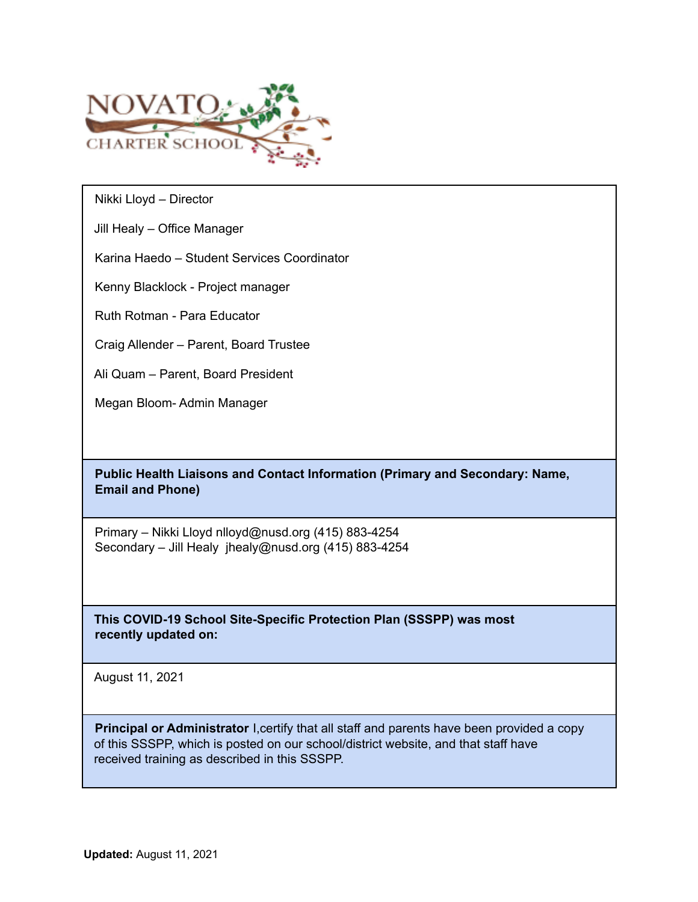NOVATO CHARTER SCHOOL

| |
|---|
| Nikki Lloyd – Director<br><br>Jill Healy – Office Manager<br><br>Karina Haedo – Student Services Coordinator<br><br>Kenny Blacklock - Project manager<br><br>Ruth Rotman - Para Educator<br><br>Craig Allender – Parent, Board Trustee<br><br>Ali Quam – Parent, Board President<br><br>Megan Bloom- Admin Manager |
| **Public Health Liaisons and Contact Information (Primary and Secondary: Name, Email and Phone)** |
| Primary – Nikki Lloyd nlloyd@nusd.org (415) 883-4254<br>Secondary – Jill Healy jhealy@nusd.org (415) 883-4254 |
| **This COVID-19 School Site-Specific Protection Plan (SSSPP) was most recently updated on:** |
| August 11, 2021 |
| **Principal or Administrator** I,certify that all staff and parents have been provided a copy of this SSSPP, which is posted on our school/district website, and that staff have received training as described in this SSSPP. |

**Updated:** August 11, 2021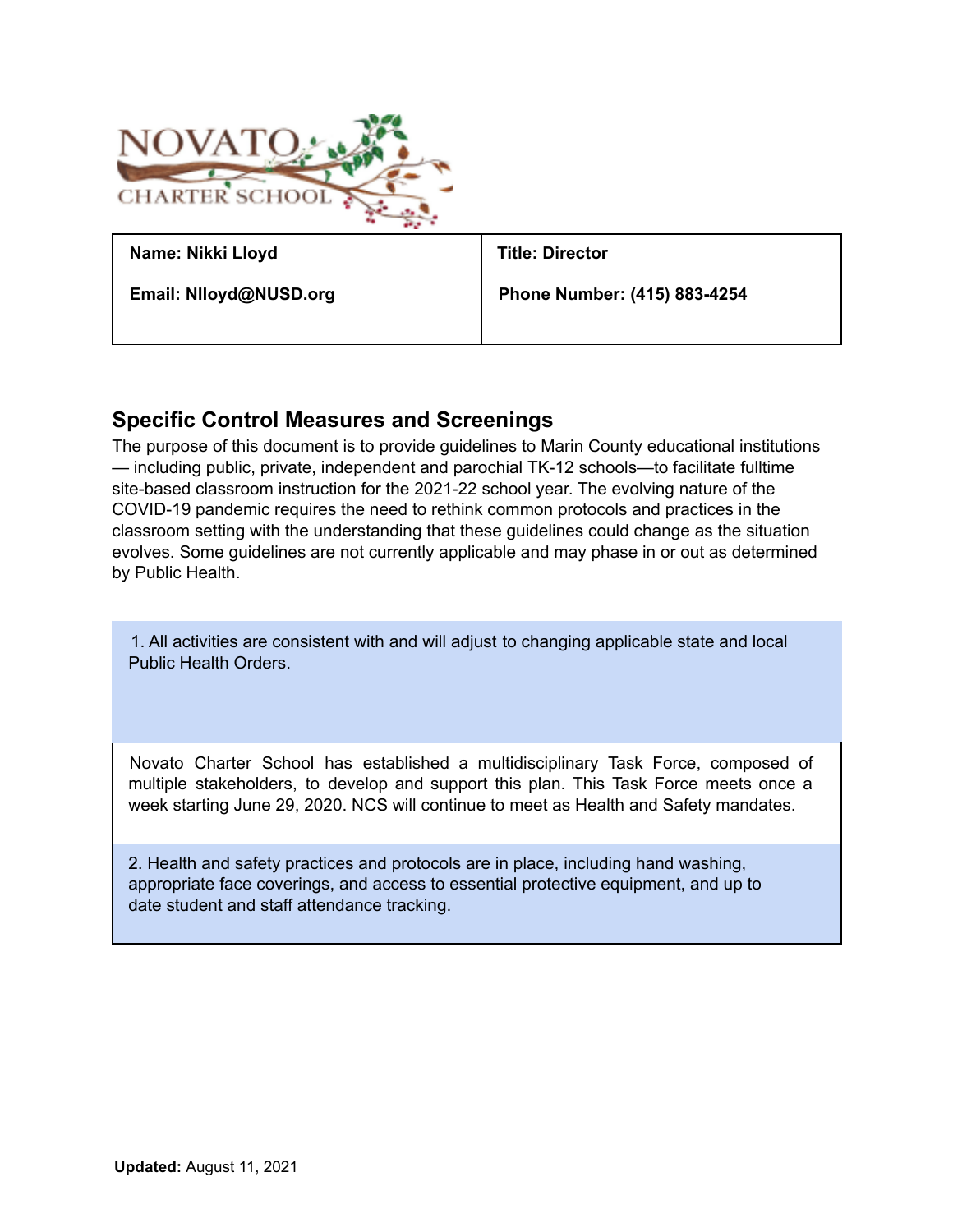| Name: Nikki Lloyd | Title: Director |
| --- | --- |
| Email: Nlloyd@NUSD.org | Phone Number: (415) 883-4254 |

## Specific Control Measures and Screenings

The purpose of this document is to provide guidelines to Marin County educational institutions — including public, private, independent and parochial TK-12 schools—to facilitate fulltime site-based classroom instruction for the 2021-22 school year. The evolving nature of the COVID-19 pandemic requires the need to rethink common protocols and practices in the classroom setting with the understanding that these guidelines could change as the situation evolves. Some guidelines are not currently applicable and may phase in or out as determined by Public Health.

1. All activities are consistent with and will adjust to changing applicable state and local Public Health Orders.

Novato Charter School has established a multidisciplinary Task Force, composed of multiple stakeholders, to develop and support this plan. This Task Force meets once a week starting June 29, 2020. NCS will continue to meet as Health and Safety mandates.

2. Health and safety practices and protocols are in place, including hand washing, appropriate face coverings, and access to essential protective equipment, and up to date student and staff attendance tracking.

**Updated:** August 11, 2021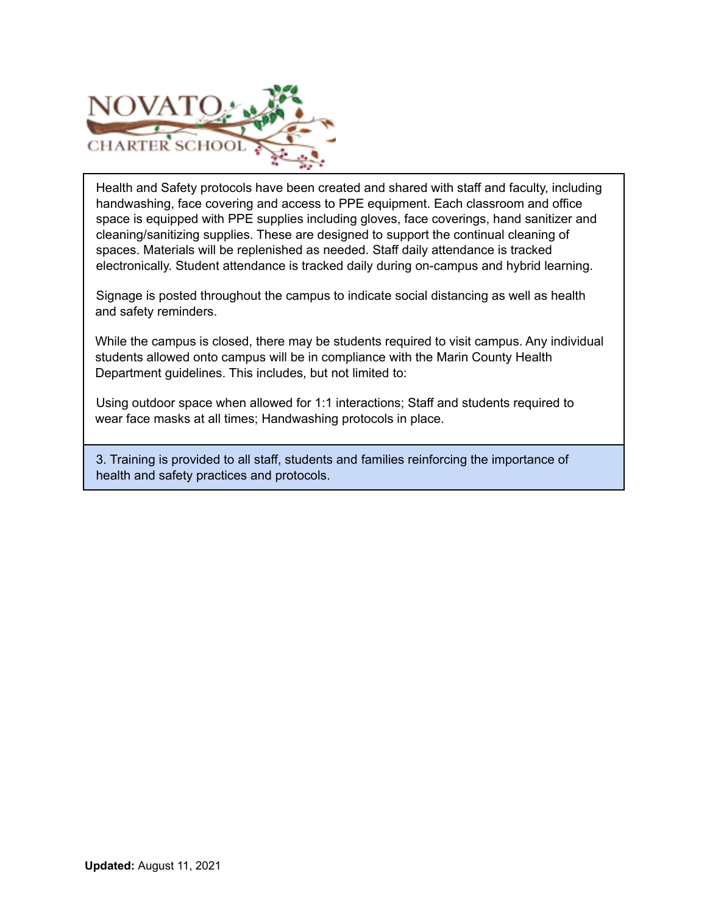Health and Safety protocols have been created and shared with staff and faculty, including handwashing, face covering and access to PPE equipment. Each classroom and office space is equipped with PPE supplies including gloves, face coverings, hand sanitizer and cleaning/sanitizing supplies. These are designed to support the continual cleaning of spaces. Materials will be replenished as needed. Staff daily attendance is tracked electronically. Student attendance is tracked daily during on-campus and hybrid learning.

Signage is posted throughout the campus to indicate social distancing as well as health and safety reminders.

While the campus is closed, there may be students required to visit campus. Any individual students allowed onto campus will be in compliance with the Marin County Health Department guidelines. This includes, but not limited to:

Using outdoor space when allowed for 1:1 interactions; Staff and students required to wear face masks at all times; Handwashing protocols in place.

3. Training is provided to all staff, students and families reinforcing the importance of health and safety practices and protocols.

**Updated:** August 11, 2021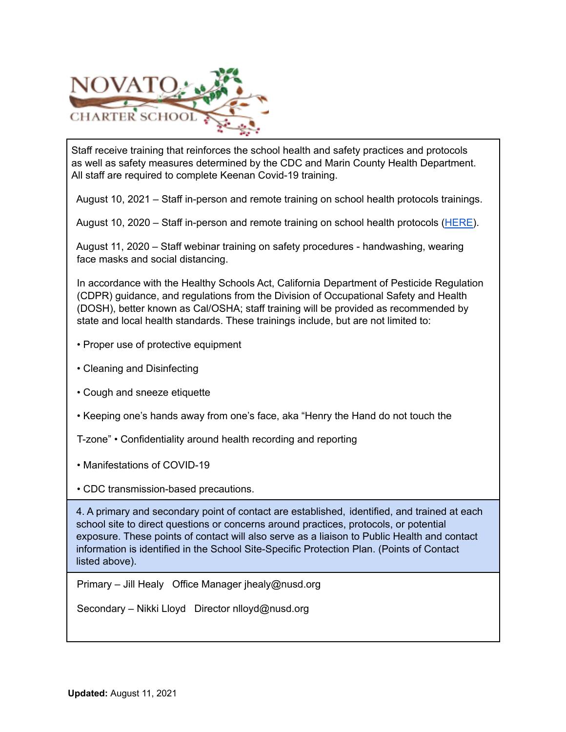Staff receive training that reinforces the school health and safety practices and protocols as well as safety measures determined by the CDC and Marin County Health Department. All staff are required to complete Keenan Covid-19 training.

August 10, 2021 – Staff in-person and remote training on school health protocols trainings.

August 10, 2020 – Staff in-person and remote training on school health protocols (HERE).

August 11, 2020 – Staff webinar training on safety procedures - handwashing, wearing face masks and social distancing.

In accordance with the Healthy Schools Act, California Department of Pesticide Regulation (CDPR) guidance, and regulations from the Division of Occupational Safety and Health (DOSH), better known as Cal/OSHA; staff training will be provided as recommended by state and local health standards. These trainings include, but are not limited to:

• Proper use of protective equipment

• Cleaning and Disinfecting

• Cough and sneeze etiquette

• Keeping one's hands away from one's face, aka "Henry the Hand do not touch the T-zone"

• Confidentiality around health recording and reporting

• Manifestations of COVID-19

• CDC transmission-based precautions.

4. A primary and secondary point of contact are established, identified, and trained at each school site to direct questions or concerns around practices, protocols, or potential exposure. These points of contact will also serve as a liaison to Public Health and contact information is identified in the School Site-Specific Protection Plan. (Points of Contact listed above).

Primary – Jill Healy Office Manager jhealy@nusd.org

Secondary – Nikki Lloyd Director nlloyd@nusd.org

**Updated:** August 11, 2021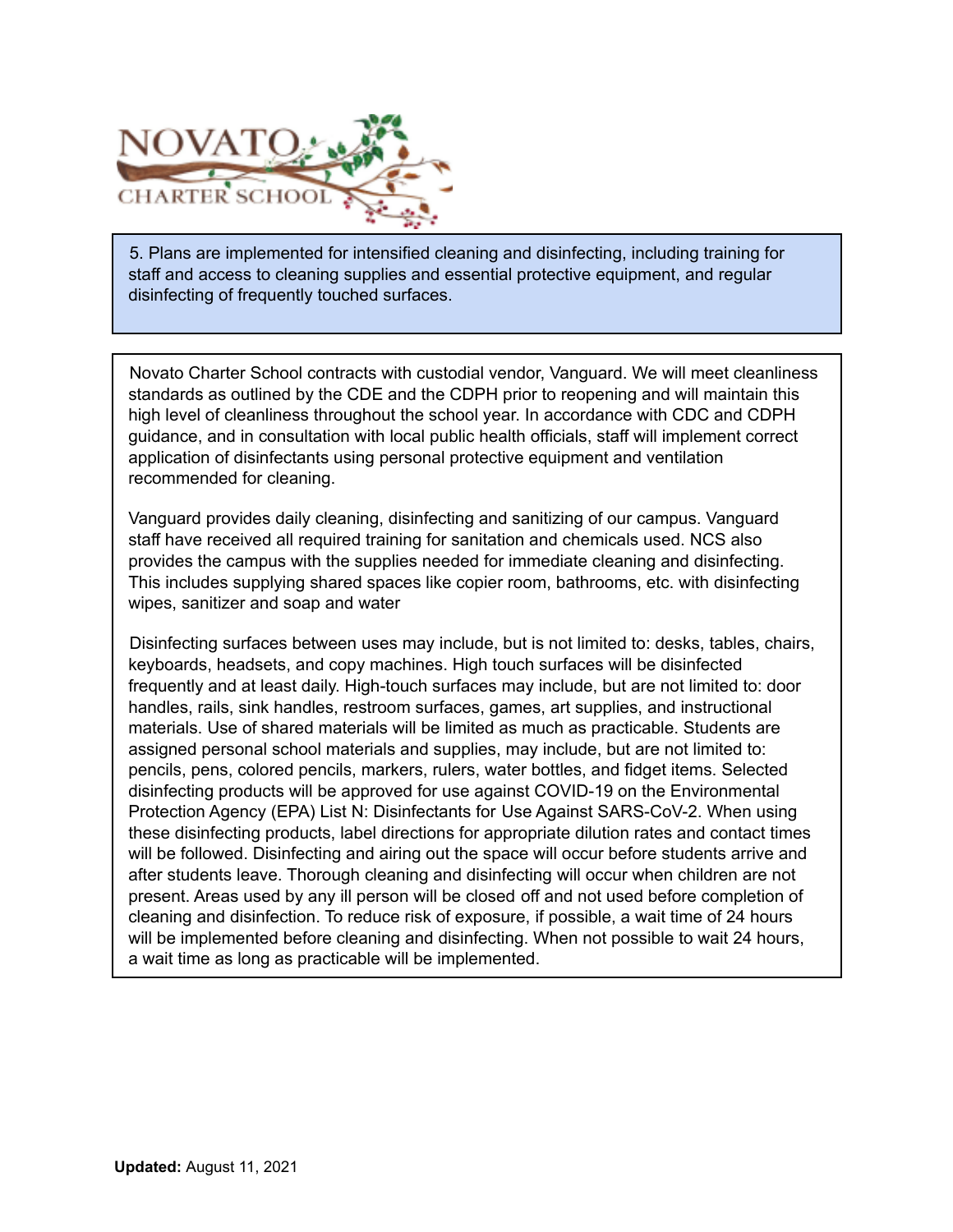5. Plans are implemented for intensified cleaning and disinfecting, including training for staff and access to cleaning supplies and essential protective equipment, and regular disinfecting of frequently touched surfaces.

Novato Charter School contracts with custodial vendor, Vanguard. We will meet cleanliness standards as outlined by the CDE and the CDPH prior to reopening and will maintain this high level of cleanliness throughout the school year. In accordance with CDC and CDPH guidance, and in consultation with local public health officials, staff will implement correct application of disinfectants using personal protective equipment and ventilation recommended for cleaning.

Vanguard provides daily cleaning, disinfecting and sanitizing of our campus. Vanguard staff have received all required training for sanitation and chemicals used. NCS also provides the campus with the supplies needed for immediate cleaning and disinfecting. This includes supplying shared spaces like copier room, bathrooms, etc. with disinfecting wipes, sanitizer and soap and water

Disinfecting surfaces between uses may include, but is not limited to: desks, tables, chairs, keyboards, headsets, and copy machines. High touch surfaces will be disinfected frequently and at least daily. High-touch surfaces may include, but are not limited to: door handles, rails, sink handles, restroom surfaces, games, art supplies, and instructional materials. Use of shared materials will be limited as much as practicable. Students are assigned personal school materials and supplies, may include, but are not limited to: pencils, pens, colored pencils, markers, rulers, water bottles, and fidget items. Selected disinfecting products will be approved for use against COVID-19 on the Environmental Protection Agency (EPA) List N: Disinfectants for Use Against SARS-CoV-2. When using these disinfecting products, label directions for appropriate dilution rates and contact times will be followed. Disinfecting and airing out the space will occur before students arrive and after students leave. Thorough cleaning and disinfecting will occur when children are not present. Areas used by any ill person will be closed off and not used before completion of cleaning and disinfection. To reduce risk of exposure, if possible, a wait time of 24 hours will be implemented before cleaning and disinfecting. When not possible to wait 24 hours, a wait time as long as practicable will be implemented.

**Updated:** August 11, 2021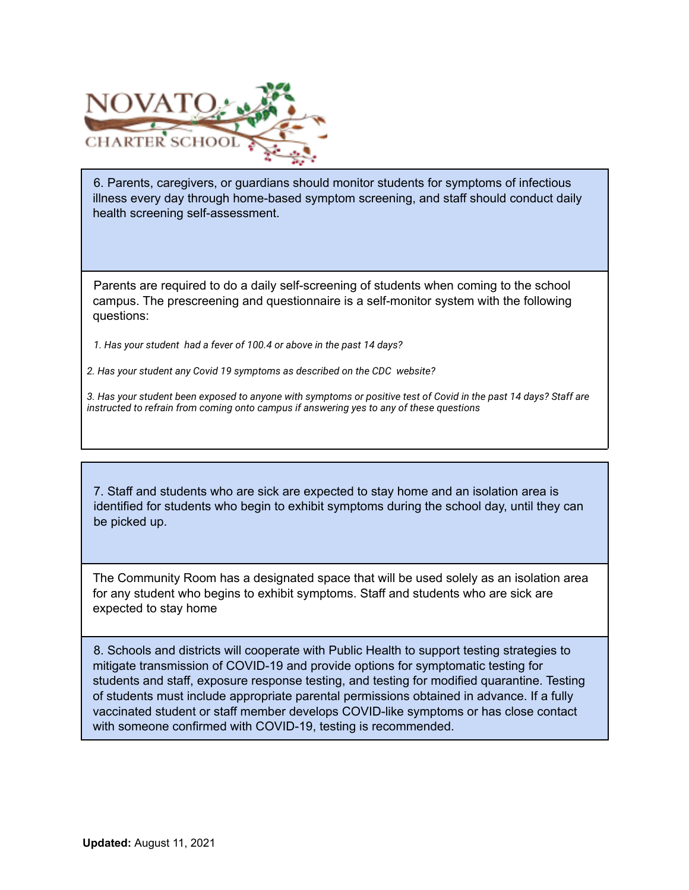6. Parents, caregivers, or guardians should monitor students for symptoms of infectious illness every day through home-based symptom screening, and staff should conduct daily health screening self-assessment.

Parents are required to do a daily self-screening of students when coming to the school campus. The prescreening and questionnaire is a self-monitor system with the following questions:

*1. Has your student had a fever of 100.4 or above in the past 14 days?*

*2. Has your student any Covid 19 symptoms as described on the CDC website?*

*3. Has your student been exposed to anyone with symptoms or positive test of Covid in the past 14 days? Staff are instructed to refrain from coming onto campus if answering yes to any of these questions*

7. Staff and students who are sick are expected to stay home and an isolation area is identified for students who begin to exhibit symptoms during the school day, until they can be picked up.

The Community Room has a designated space that will be used solely as an isolation area for any student who begins to exhibit symptoms. Staff and students who are sick are expected to stay home

8. Schools and districts will cooperate with Public Health to support testing strategies to mitigate transmission of COVID-19 and provide options for symptomatic testing for students and staff, exposure response testing, and testing for modified quarantine. Testing of students must include appropriate parental permissions obtained in advance. If a fully vaccinated student or staff member develops COVID-like symptoms or has close contact with someone confirmed with COVID-19, testing is recommended.

**Updated:** August 11, 2021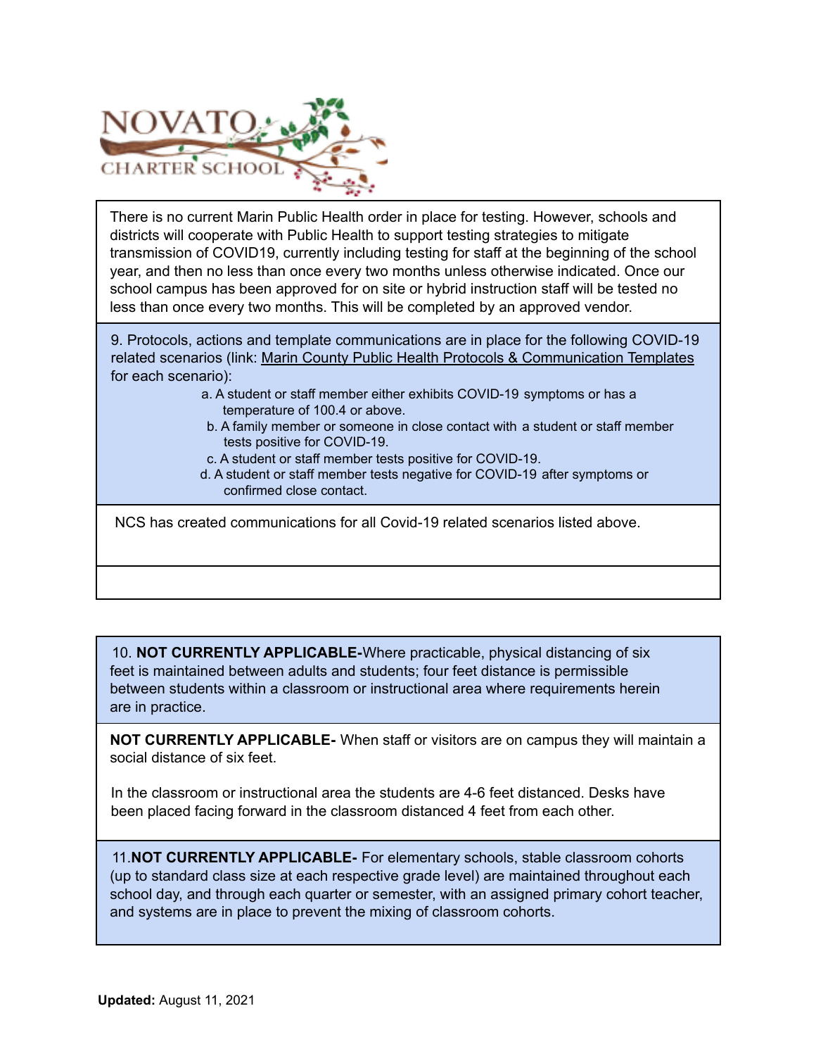There is no current Marin Public Health order in place for testing. However, schools and districts will cooperate with Public Health to support testing strategies to mitigate transmission of COVID19, currently including testing for staff at the beginning of the school year, and then no less than once every two months unless otherwise indicated. Once our school campus has been approved for on site or hybrid instruction staff will be tested no less than once every two months. This will be completed by an approved vendor.

9. Protocols, actions and template communications are in place for the following COVID-19 related scenarios (link: Marin County Public Health Protocols & Communication Templates for each scenario):

a. A student or staff member either exhibits COVID-19 symptoms or has a temperature of 100.4 or above.
b. A family member or someone in close contact with a student or staff member tests positive for COVID-19.
c. A student or staff member tests positive for COVID-19.
d. A student or staff member tests negative for COVID-19 after symptoms or confirmed close contact.

NCS has created communications for all Covid-19 related scenarios listed above.

10. **NOT CURRENTLY APPLICABLE-**Where practicable, physical distancing of six feet is maintained between adults and students; four feet distance is permissible between students within a classroom or instructional area where requirements herein are in practice.

**NOT CURRENTLY APPLICABLE-** When staff or visitors are on campus they will maintain a social distance of six feet.

In the classroom or instructional area the students are 4-6 feet distanced. Desks have been placed facing forward in the classroom distanced 4 feet from each other.

11. **NOT CURRENTLY APPLICABLE-** For elementary schools, stable classroom cohorts (up to standard class size at each respective grade level) are maintained throughout each school day, and through each quarter or semester, with an assigned primary cohort teacher, and systems are in place to prevent the mixing of classroom cohorts.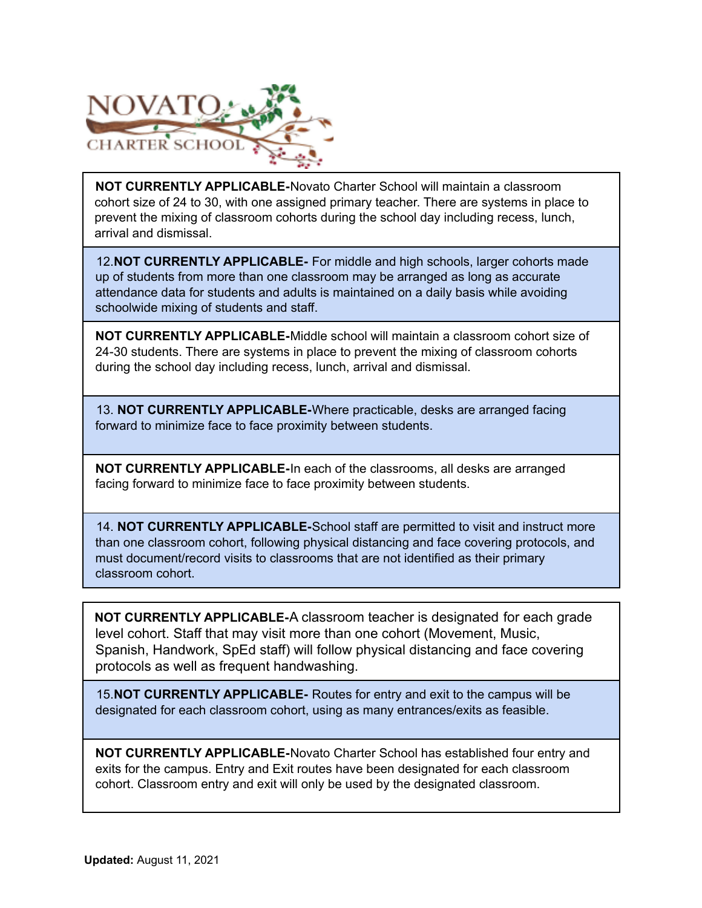NOVATO CHARTER SCHOOL

| |
|---|
| **NOT CURRENTLY APPLICABLE-**Novato Charter School will maintain a classroom cohort size of 24 to 30, with one assigned primary teacher. There are systems in place to prevent the mixing of classroom cohorts during the school day including recess, lunch, arrival and dismissal. |
| 12.**NOT CURRENTLY APPLICABLE-** For middle and high schools, larger cohorts made up of students from more than one classroom may be arranged as long as accurate attendance data for students and adults is maintained on a daily basis while avoiding schoolwide mixing of students and staff. |
| **NOT CURRENTLY APPLICABLE-**Middle school will maintain a classroom cohort size of 24-30 students. There are systems in place to prevent the mixing of classroom cohorts during the school day including recess, lunch, arrival and dismissal. |
| 13. **NOT CURRENTLY APPLICABLE-**Where practicable, desks are arranged facing forward to minimize face to face proximity between students. |
| **NOT CURRENTLY APPLICABLE-**In each of the classrooms, all desks are arranged facing forward to minimize face to face proximity between students. |
| 14. **NOT CURRENTLY APPLICABLE-**School staff are permitted to visit and instruct more than one classroom cohort, following physical distancing and face covering protocols, and must document/record visits to classrooms that are not identified as their primary classroom cohort. |

| |
|---|
| **NOT CURRENTLY APPLICABLE-**A classroom teacher is designated for each grade level cohort. Staff that may visit more than one cohort (Movement, Music, Spanish, Handwork, SpEd staff) will follow physical distancing and face covering protocols as well as frequent handwashing. |
| 15.**NOT CURRENTLY APPLICABLE-** Routes for entry and exit to the campus will be designated for each classroom cohort, using as many entrances/exits as feasible. |
| **NOT CURRENTLY APPLICABLE-**Novato Charter School has established four entry and exits for the campus. Entry and Exit routes have been designated for each classroom cohort. Classroom entry and exit will only be used by the designated classroom. |

**Updated:** August 11, 2021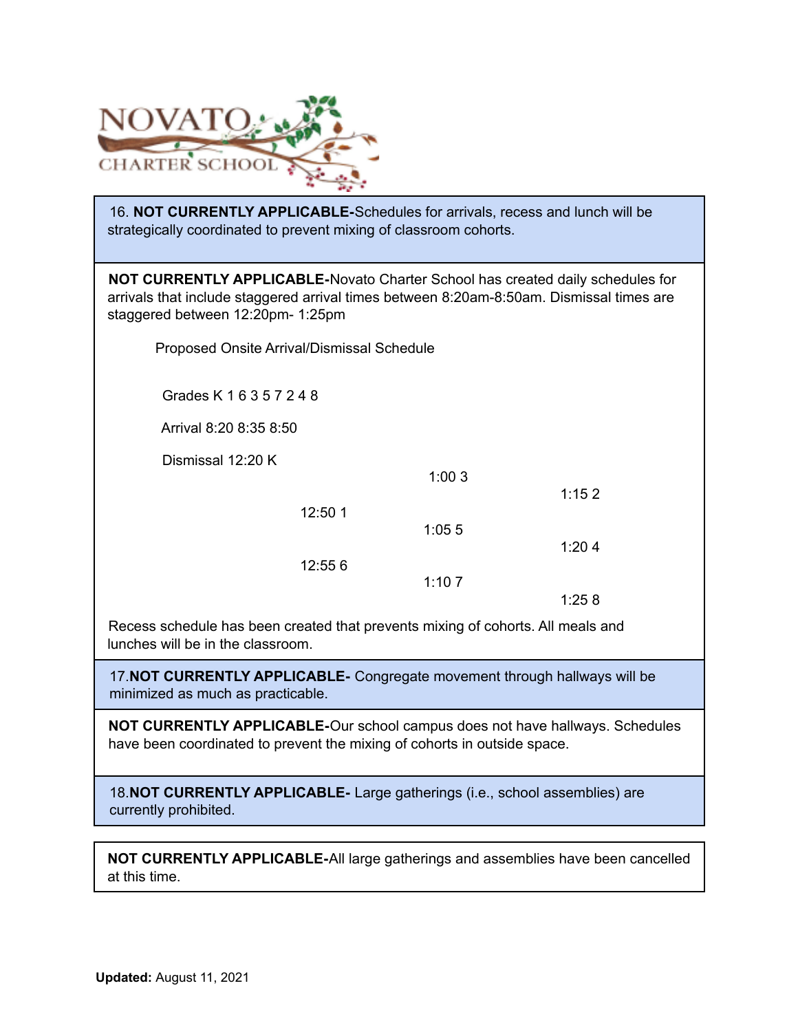16. **NOT CURRENTLY APPLICABLE-**Schedules for arrivals, recess and lunch will be strategically coordinated to prevent mixing of classroom cohorts.

**NOT CURRENTLY APPLICABLE-**Novato Charter School has created daily schedules for arrivals that include staggered arrival times between 8:20am-8:50am. Dismissal times are staggered between 12:20pm- 1:25pm

Proposed Onsite Arrival/Dismissal Schedule

Grades K 1 6 3 5 7 2 4 8

Arrival 8:20 8:35 8:50

Dismissal 12:20 K

1:00 3

1:15 2

12:50 1

1:05 5

1:20 4

12:55 6

1:10 7

1:25 8

Recess schedule has been created that prevents mixing of cohorts. All meals and lunches will be in the classroom.

17.**NOT CURRENTLY APPLICABLE-** Congregate movement through hallways will be minimized as much as practicable.

**NOT CURRENTLY APPLICABLE-**Our school campus does not have hallways. Schedules have been coordinated to prevent the mixing of cohorts in outside space.

18.**NOT CURRENTLY APPLICABLE-** Large gatherings (i.e., school assemblies) are currently prohibited.

**NOT CURRENTLY APPLICABLE-**All large gatherings and assemblies have been cancelled at this time.

**Updated:** August 11, 2021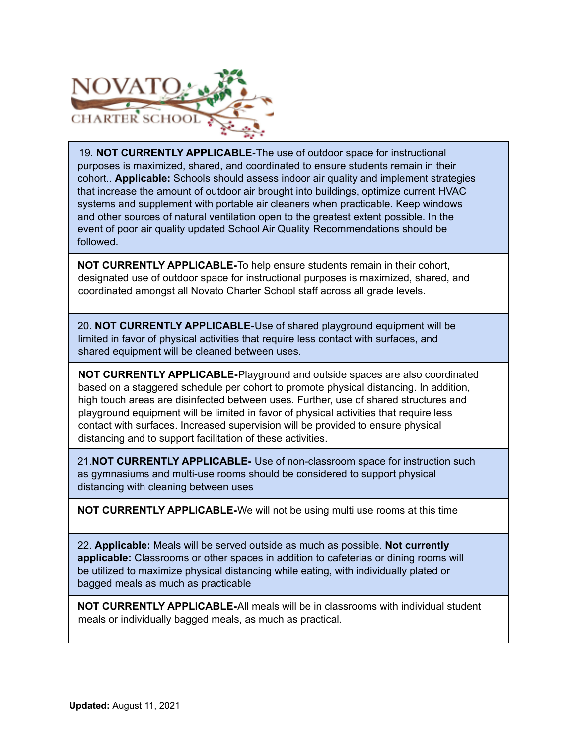19. **NOT CURRENTLY APPLICABLE-**The use of outdoor space for instructional purposes is maximized, shared, and coordinated to ensure students remain in their cohort.. **Applicable:** Schools should assess indoor air quality and implement strategies that increase the amount of outdoor air brought into buildings, optimize current HVAC systems and supplement with portable air cleaners when practicable. Keep windows and other sources of natural ventilation open to the greatest extent possible. In the event of poor air quality updated School Air Quality Recommendations should be followed.

**NOT CURRENTLY APPLICABLE-**To help ensure students remain in their cohort, designated use of outdoor space for instructional purposes is maximized, shared, and coordinated amongst all Novato Charter School staff across all grade levels.

20. **NOT CURRENTLY APPLICABLE-**Use of shared playground equipment will be limited in favor of physical activities that require less contact with surfaces, and shared equipment will be cleaned between uses.

**NOT CURRENTLY APPLICABLE-**Playground and outside spaces are also coordinated based on a staggered schedule per cohort to promote physical distancing. In addition, high touch areas are disinfected between uses. Further, use of shared structures and playground equipment will be limited in favor of physical activities that require less contact with surfaces. Increased supervision will be provided to ensure physical distancing and to support facilitation of these activities.

21.**NOT CURRENTLY APPLICABLE-** Use of non-classroom space for instruction such as gymnasiums and multi-use rooms should be considered to support physical distancing with cleaning between uses

**NOT CURRENTLY APPLICABLE-**We will not be using multi use rooms at this time

22. **Applicable:** Meals will be served outside as much as possible. **Not currently applicable:** Classrooms or other spaces in addition to cafeterias or dining rooms will be utilized to maximize physical distancing while eating, with individually plated or bagged meals as much as practicable

**NOT CURRENTLY APPLICABLE-**All meals will be in classrooms with individual student meals or individually bagged meals, as much as practical.

**Updated:** August 11, 2021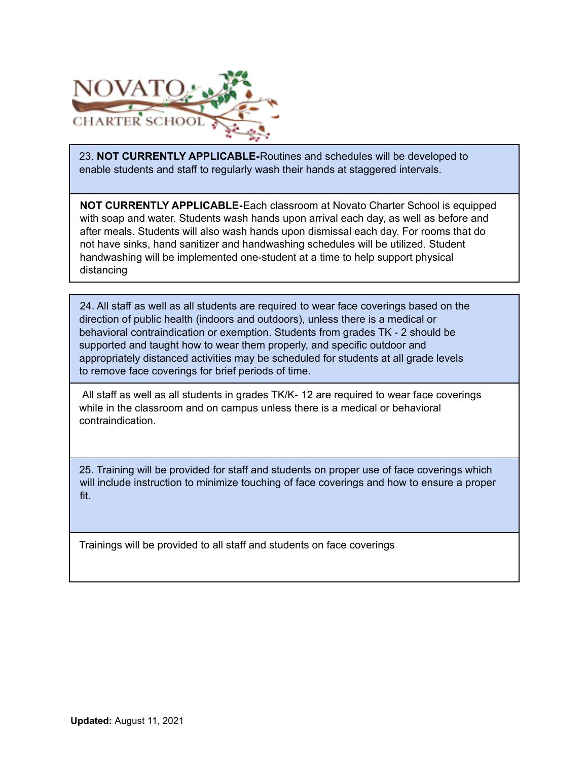| 23. **NOT CURRENTLY APPLICABLE-**Routines and schedules will be developed to enable students and staff to regularly wash their hands at staggered intervals. |
|---|
| **NOT CURRENTLY APPLICABLE-**Each classroom at Novato Charter School is equipped with soap and water. Students wash hands upon arrival each day, as well as before and after meals. Students will also wash hands upon dismissal each day. For rooms that do not have sinks, hand sanitizer and handwashing schedules will be utilized. Student handwashing will be implemented one-student at a time to help support physical distancing |

| 24. All staff as well as all students are required to wear face coverings based on the direction of public health (indoors and outdoors), unless there is a medical or behavioral contraindication or exemption. Students from grades TK - 2 should be supported and taught how to wear them properly, and specific outdoor and appropriately distanced activities may be scheduled for students at all grade levels to remove face coverings for brief periods of time. |
|---|
| All staff as well as all students in grades TK/K- 12 are required to wear face coverings while in the classroom and on campus unless there is a medical or behavioral contraindication. |
| 25. Training will be provided for staff and students on proper use of face coverings which will include instruction to minimize touching of face coverings and how to ensure a proper fit. |
| Trainings will be provided to all staff and students on face coverings |

**Updated:** August 11, 2021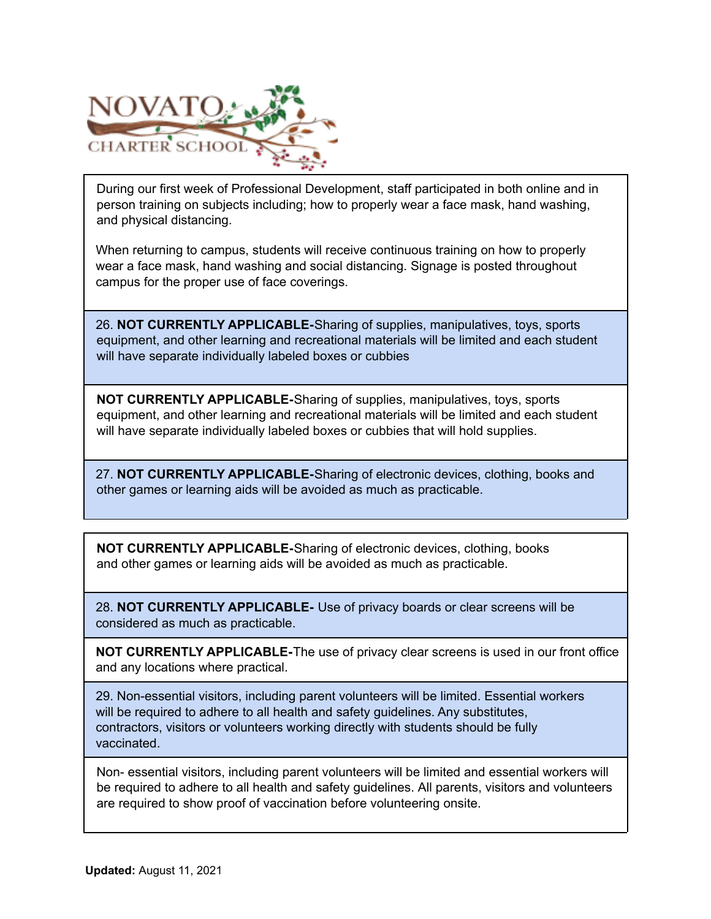NOVATO CHARTER SCHOOL

| |
|---|
| During our first week of Professional Development, staff participated in both online and in person training on subjects including; how to properly wear a face mask, hand washing, and physical distancing.<br><br>When returning to campus, students will receive continuous training on how to properly wear a face mask, hand washing and social distancing. Signage is posted throughout campus for the proper use of face coverings. |
| 26. **NOT CURRENTLY APPLICABLE-**Sharing of supplies, manipulatives, toys, sports equipment, and other learning and recreational materials will be limited and each student will have separate individually labeled boxes or cubbies |
| **NOT CURRENTLY APPLICABLE-**Sharing of supplies, manipulatives, toys, sports equipment, and other learning and recreational materials will be limited and each student will have separate individually labeled boxes or cubbies that will hold supplies. |
| 27. **NOT CURRENTLY APPLICABLE-**Sharing of electronic devices, clothing, books and other games or learning aids will be avoided as much as practicable. |

| |
|---|
| **NOT CURRENTLY APPLICABLE-**Sharing of electronic devices, clothing, books and other games or learning aids will be avoided as much as practicable. |
| 28. **NOT CURRENTLY APPLICABLE-** Use of privacy boards or clear screens will be considered as much as practicable. |
| **NOT CURRENTLY APPLICABLE-**The use of privacy clear screens is used in our front office and any locations where practical. |
| 29. Non-essential visitors, including parent volunteers will be limited. Essential workers will be required to adhere to all health and safety guidelines. Any substitutes, contractors, visitors or volunteers working directly with students should be fully vaccinated. |
| Non- essential visitors, including parent volunteers will be limited and essential workers will be required to adhere to all health and safety guidelines. All parents, visitors and volunteers are required to show proof of vaccination before volunteering onsite. |

**Updated:** August 11, 2021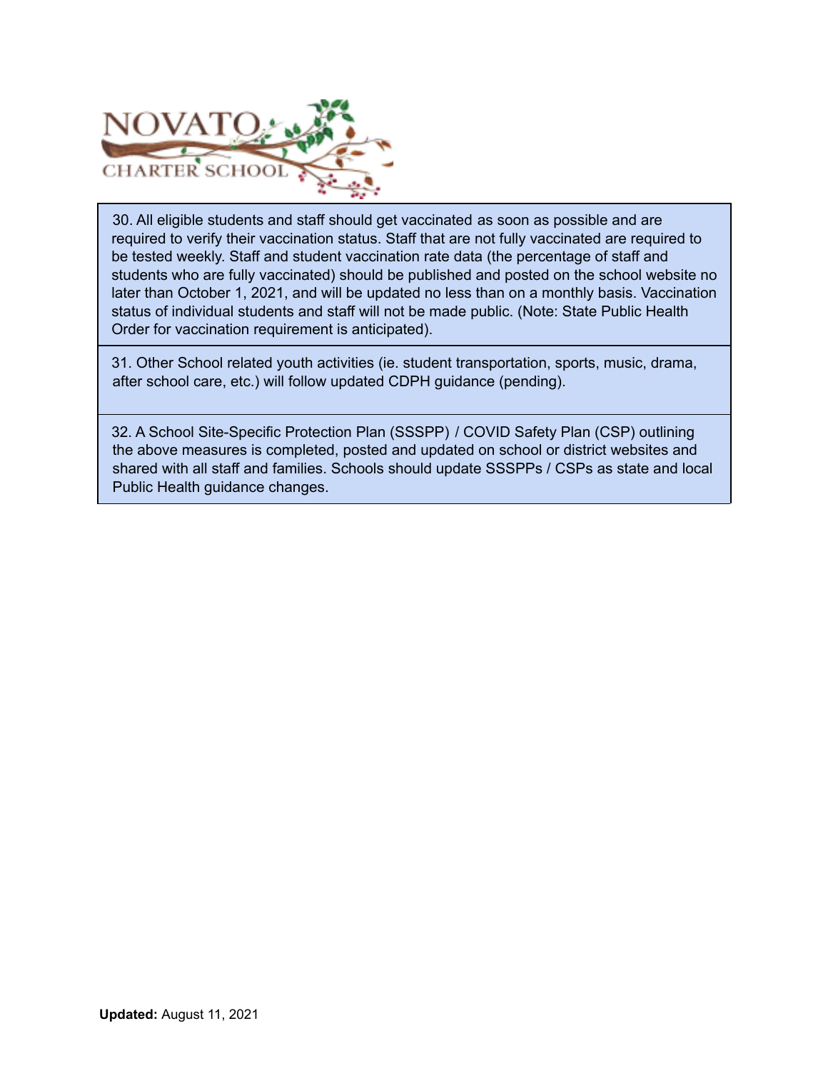| |
|---|
| 30. All eligible students and staff should get vaccinated as soon as possible and are required to verify their vaccination status. Staff that are not fully vaccinated are required to be tested weekly. Staff and student vaccination rate data (the percentage of staff and students who are fully vaccinated) should be published and posted on the school website no later than October 1, 2021, and will be updated no less than on a monthly basis. Vaccination status of individual students and staff will not be made public. (Note: State Public Health Order for vaccination requirement is anticipated). |
| 31. Other School related youth activities (ie. student transportation, sports, music, drama, after school care, etc.) will follow updated CDPH guidance (pending). |
| 32. A School Site-Specific Protection Plan (SSSPP) / COVID Safety Plan (CSP) outlining the above measures is completed, posted and updated on school or district websites and shared with all staff and families. Schools should update SSSPPs / CSPs as state and local Public Health guidance changes. |

**Updated:** August 11, 2021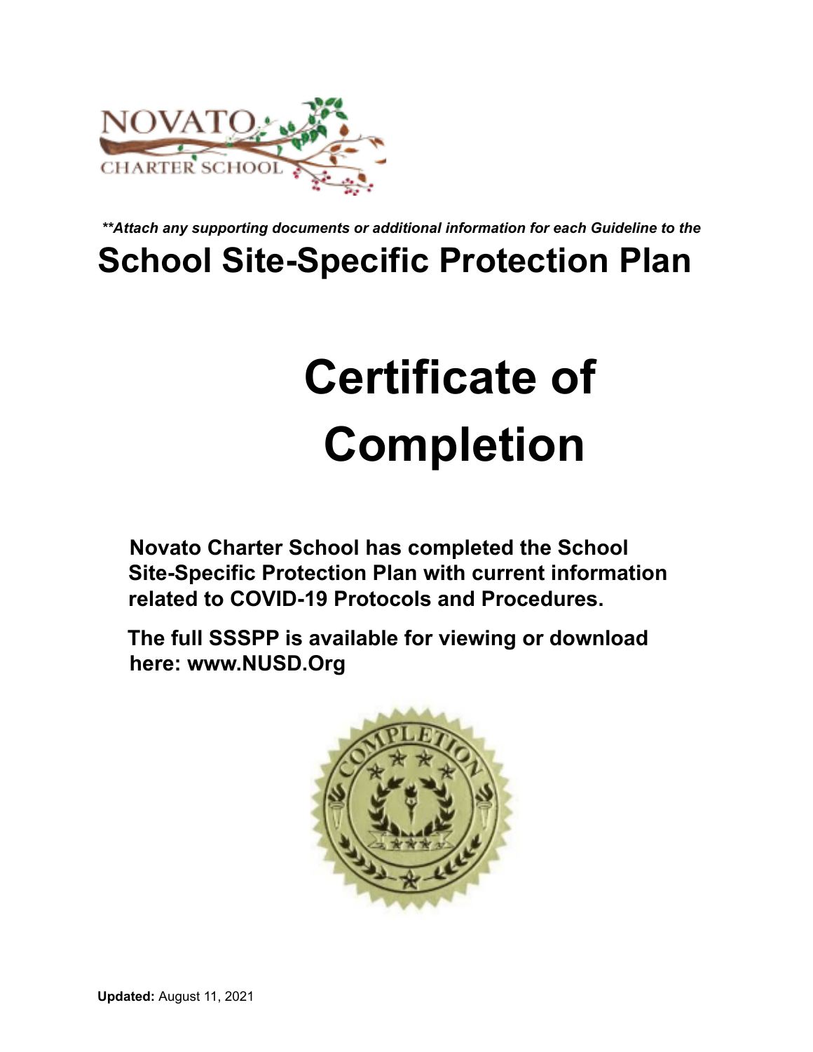NOVATO CHARTER SCHOOL

***\*\*Attach any supporting documents or additional information for each Guideline to the***

# School Site-Specific Protection Plan

# Certificate of Completion

**Novato Charter School has completed the School Site-Specific Protection Plan with current information related to COVID-19 Protocols and Procedures.**

**The full SSSPP is available for viewing or download here: www.NUSD.Org**

**Updated:** August 11, 2021